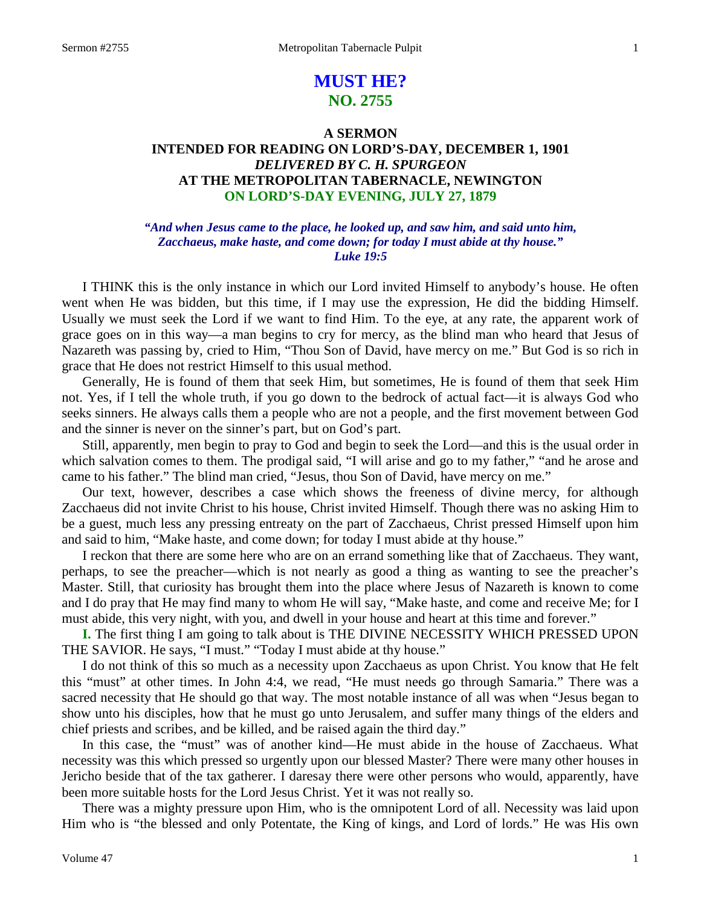# MUST HE?
## NO. 2755

### A SERMON
### INTENDED FOR READING ON LORD'S-DAY, DECEMBER 1, 1901
### *DELIVERED BY C. H. SPURGEON*
### AT THE METROPOLITAN TABERNACLE, NEWINGTON
### ON LORD'S-DAY EVENING, JULY 27, 1879

*"And when Jesus came to the place, he looked up, and saw him, and said unto him, Zacchaeus, make haste, and come down; for today I must abide at thy house." Luke 19:5*

I THINK this is the only instance in which our Lord invited Himself to anybody's house. He often went when He was bidden, but this time, if I may use the expression, He did the bidding Himself. Usually we must seek the Lord if we want to find Him. To the eye, at any rate, the apparent work of grace goes on in this way—a man begins to cry for mercy, as the blind man who heard that Jesus of Nazareth was passing by, cried to Him, "Thou Son of David, have mercy on me." But God is so rich in grace that He does not restrict Himself to this usual method.

Generally, He is found of them that seek Him, but sometimes, He is found of them that seek Him not. Yes, if I tell the whole truth, if you go down to the bedrock of actual fact—it is always God who seeks sinners. He always calls them a people who are not a people, and the first movement between God and the sinner is never on the sinner's part, but on God's part.

Still, apparently, men begin to pray to God and begin to seek the Lord—and this is the usual order in which salvation comes to them. The prodigal said, "I will arise and go to my father," "and he arose and came to his father." The blind man cried, "Jesus, thou Son of David, have mercy on me."

Our text, however, describes a case which shows the freeness of divine mercy, for although Zacchaeus did not invite Christ to his house, Christ invited Himself. Though there was no asking Him to be a guest, much less any pressing entreaty on the part of Zacchaeus, Christ pressed Himself upon him and said to him, "Make haste, and come down; for today I must abide at thy house."

I reckon that there are some here who are on an errand something like that of Zacchaeus. They want, perhaps, to see the preacher—which is not nearly as good a thing as wanting to see the preacher's Master. Still, that curiosity has brought them into the place where Jesus of Nazareth is known to come and I do pray that He may find many to whom He will say, "Make haste, and come and receive Me; for I must abide, this very night, with you, and dwell in your house and heart at this time and forever."

**I.** The first thing I am going to talk about is THE DIVINE NECESSITY WHICH PRESSED UPON THE SAVIOR. He says, "I must." "Today I must abide at thy house."

I do not think of this so much as a necessity upon Zacchaeus as upon Christ. You know that He felt this "must" at other times. In John 4:4, we read, "He must needs go through Samaria." There was a sacred necessity that He should go that way. The most notable instance of all was when "Jesus began to show unto his disciples, how that he must go unto Jerusalem, and suffer many things of the elders and chief priests and scribes, and be killed, and be raised again the third day."

In this case, the "must" was of another kind—He must abide in the house of Zacchaeus. What necessity was this which pressed so urgently upon our blessed Master? There were many other houses in Jericho beside that of the tax gatherer. I daresay there were other persons who would, apparently, have been more suitable hosts for the Lord Jesus Christ. Yet it was not really so.

There was a mighty pressure upon Him, who is the omnipotent Lord of all. Necessity was laid upon Him who is "the blessed and only Potentate, the King of kings, and Lord of lords." He was His own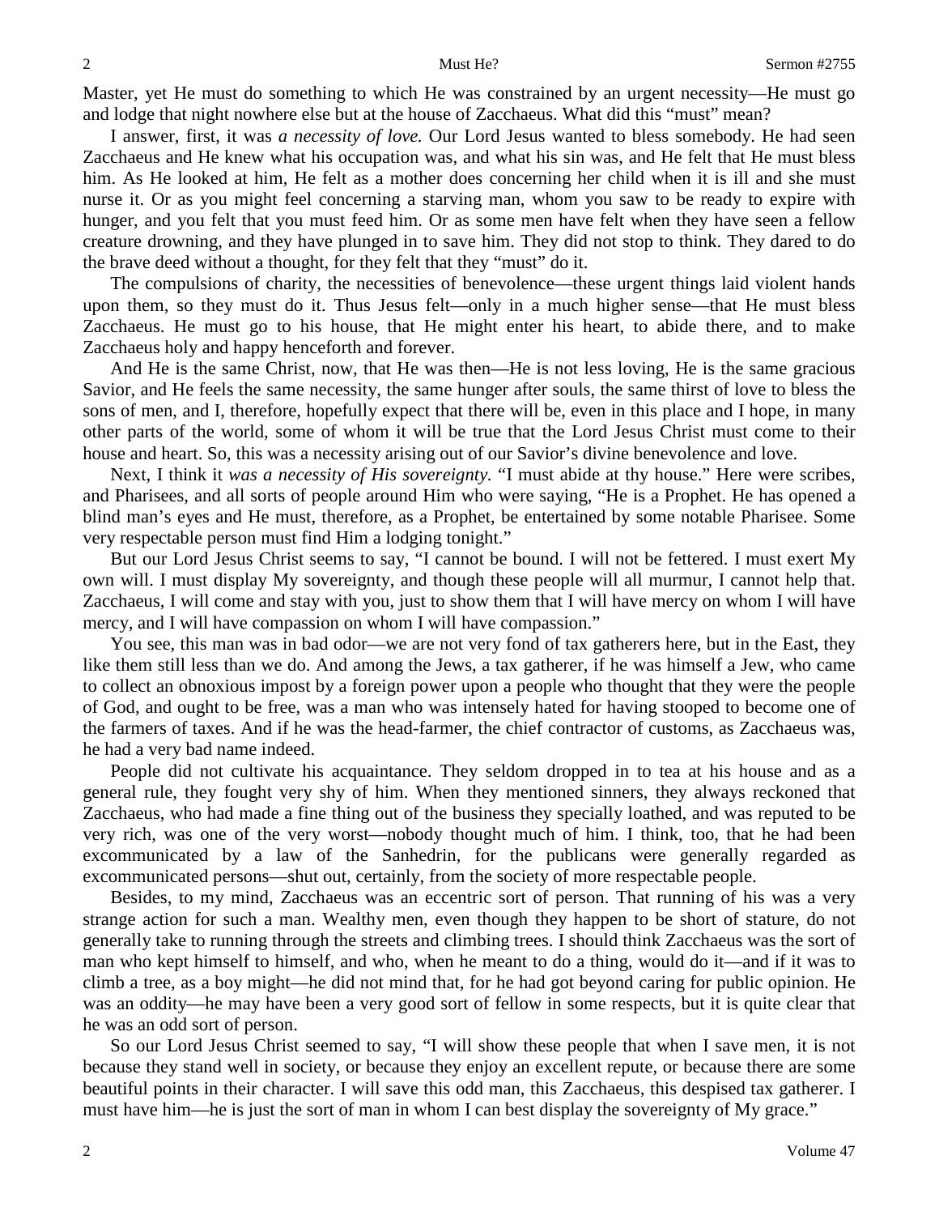Master, yet He must do something to which He was constrained by an urgent necessity—He must go and lodge that night nowhere else but at the house of Zacchaeus. What did this "must" mean?

I answer, first, it was *a necessity of love.* Our Lord Jesus wanted to bless somebody. He had seen Zacchaeus and He knew what his occupation was, and what his sin was, and He felt that He must bless him. As He looked at him, He felt as a mother does concerning her child when it is ill and she must nurse it. Or as you might feel concerning a starving man, whom you saw to be ready to expire with hunger, and you felt that you must feed him. Or as some men have felt when they have seen a fellow creature drowning, and they have plunged in to save him. They did not stop to think. They dared to do the brave deed without a thought, for they felt that they "must" do it.

The compulsions of charity, the necessities of benevolence—these urgent things laid violent hands upon them, so they must do it. Thus Jesus felt—only in a much higher sense—that He must bless Zacchaeus. He must go to his house, that He might enter his heart, to abide there, and to make Zacchaeus holy and happy henceforth and forever.

And He is the same Christ, now, that He was then—He is not less loving, He is the same gracious Savior, and He feels the same necessity, the same hunger after souls, the same thirst of love to bless the sons of men, and I, therefore, hopefully expect that there will be, even in this place and I hope, in many other parts of the world, some of whom it will be true that the Lord Jesus Christ must come to their house and heart. So, this was a necessity arising out of our Savior's divine benevolence and love.

Next, I think it *was a necessity of His sovereignty.* "I must abide at thy house." Here were scribes, and Pharisees, and all sorts of people around Him who were saying, "He is a Prophet. He has opened a blind man's eyes and He must, therefore, as a Prophet, be entertained by some notable Pharisee. Some very respectable person must find Him a lodging tonight."

But our Lord Jesus Christ seems to say, "I cannot be bound. I will not be fettered. I must exert My own will. I must display My sovereignty, and though these people will all murmur, I cannot help that. Zacchaeus, I will come and stay with you, just to show them that I will have mercy on whom I will have mercy, and I will have compassion on whom I will have compassion."

You see, this man was in bad odor—we are not very fond of tax gatherers here, but in the East, they like them still less than we do. And among the Jews, a tax gatherer, if he was himself a Jew, who came to collect an obnoxious impost by a foreign power upon a people who thought that they were the people of God, and ought to be free, was a man who was intensely hated for having stooped to become one of the farmers of taxes. And if he was the head-farmer, the chief contractor of customs, as Zacchaeus was, he had a very bad name indeed.

People did not cultivate his acquaintance. They seldom dropped in to tea at his house and as a general rule, they fought very shy of him. When they mentioned sinners, they always reckoned that Zacchaeus, who had made a fine thing out of the business they specially loathed, and was reputed to be very rich, was one of the very worst—nobody thought much of him. I think, too, that he had been excommunicated by a law of the Sanhedrin, for the publicans were generally regarded as excommunicated persons—shut out, certainly, from the society of more respectable people.

Besides, to my mind, Zacchaeus was an eccentric sort of person. That running of his was a very strange action for such a man. Wealthy men, even though they happen to be short of stature, do not generally take to running through the streets and climbing trees. I should think Zacchaeus was the sort of man who kept himself to himself, and who, when he meant to do a thing, would do it—and if it was to climb a tree, as a boy might—he did not mind that, for he had got beyond caring for public opinion. He was an oddity—he may have been a very good sort of fellow in some respects, but it is quite clear that he was an odd sort of person.

So our Lord Jesus Christ seemed to say, "I will show these people that when I save men, it is not because they stand well in society, or because they enjoy an excellent repute, or because there are some beautiful points in their character. I will save this odd man, this Zacchaeus, this despised tax gatherer. I must have him—he is just the sort of man in whom I can best display the sovereignty of My grace."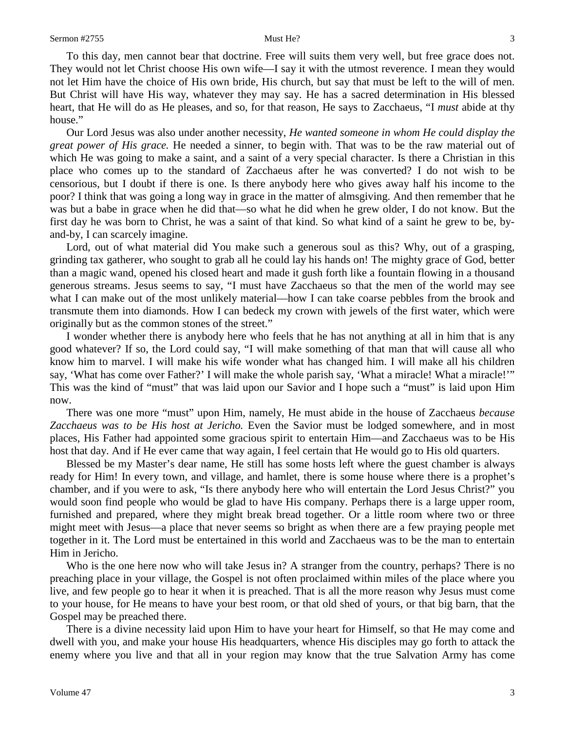To this day, men cannot bear that doctrine. Free will suits them very well, but free grace does not. They would not let Christ choose His own wife—I say it with the utmost reverence. I mean they would not let Him have the choice of His own bride, His church, but say that must be left to the will of men. But Christ will have His way, whatever they may say. He has a sacred determination in His blessed heart, that He will do as He pleases, and so, for that reason, He says to Zacchaeus, "I *must* abide at thy house."

Our Lord Jesus was also under another necessity, *He wanted someone in whom He could display the great power of His grace.* He needed a sinner, to begin with. That was to be the raw material out of which He was going to make a saint, and a saint of a very special character. Is there a Christian in this place who comes up to the standard of Zacchaeus after he was converted? I do not wish to be censorious, but I doubt if there is one. Is there anybody here who gives away half his income to the poor? I think that was going a long way in grace in the matter of almsgiving. And then remember that he was but a babe in grace when he did that—so what he did when he grew older, I do not know. But the first day he was born to Christ, he was a saint of that kind. So what kind of a saint he grew to be, by-and-by, I can scarcely imagine.

Lord, out of what material did You make such a generous soul as this? Why, out of a grasping, grinding tax gatherer, who sought to grab all he could lay his hands on! The mighty grace of God, better than a magic wand, opened his closed heart and made it gush forth like a fountain flowing in a thousand generous streams. Jesus seems to say, "I must have Zacchaeus so that the men of the world may see what I can make out of the most unlikely material—how I can take coarse pebbles from the brook and transmute them into diamonds. How I can bedeck my crown with jewels of the first water, which were originally but as the common stones of the street."

I wonder whether there is anybody here who feels that he has not anything at all in him that is any good whatever? If so, the Lord could say, "I will make something of that man that will cause all who know him to marvel. I will make his wife wonder what has changed him. I will make all his children say, 'What has come over Father?' I will make the whole parish say, 'What a miracle! What a miracle!'" This was the kind of "must" that was laid upon our Savior and I hope such a "must" is laid upon Him now.

There was one more "must" upon Him, namely, He must abide in the house of Zacchaeus *because Zacchaeus was to be His host at Jericho.* Even the Savior must be lodged somewhere, and in most places, His Father had appointed some gracious spirit to entertain Him—and Zacchaeus was to be His host that day. And if He ever came that way again, I feel certain that He would go to His old quarters.

Blessed be my Master's dear name, He still has some hosts left where the guest chamber is always ready for Him! In every town, and village, and hamlet, there is some house where there is a prophet's chamber, and if you were to ask, "Is there anybody here who will entertain the Lord Jesus Christ?" you would soon find people who would be glad to have His company. Perhaps there is a large upper room, furnished and prepared, where they might break bread together. Or a little room where two or three might meet with Jesus—a place that never seems so bright as when there are a few praying people met together in it. The Lord must be entertained in this world and Zacchaeus was to be the man to entertain Him in Jericho.

Who is the one here now who will take Jesus in? A stranger from the country, perhaps? There is no preaching place in your village, the Gospel is not often proclaimed within miles of the place where you live, and few people go to hear it when it is preached. That is all the more reason why Jesus must come to your house, for He means to have your best room, or that old shed of yours, or that big barn, that the Gospel may be preached there.

There is a divine necessity laid upon Him to have your heart for Himself, so that He may come and dwell with you, and make your house His headquarters, whence His disciples may go forth to attack the enemy where you live and that all in your region may know that the true Salvation Army has come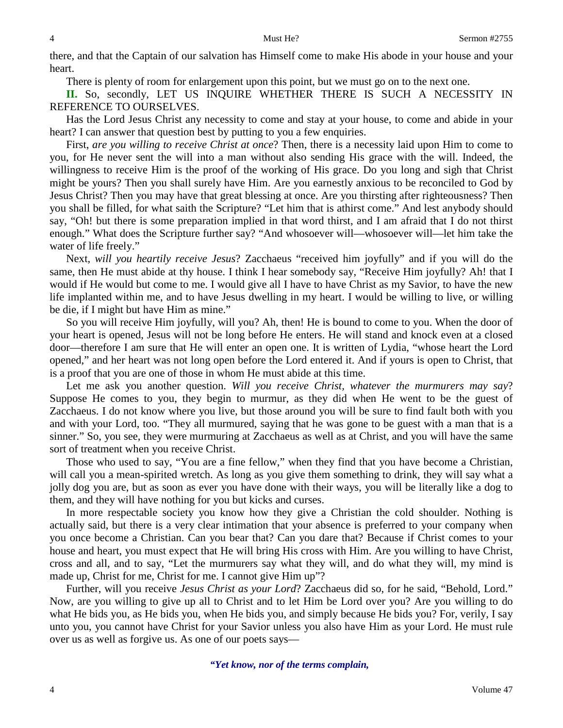there, and that the Captain of our salvation has Himself come to make His abode in your house and your heart.

There is plenty of room for enlargement upon this point, but we must go on to the next one.

**II.** So, secondly, LET US INQUIRE WHETHER THERE IS SUCH A NECESSITY IN REFERENCE TO OURSELVES.

Has the Lord Jesus Christ any necessity to come and stay at your house, to come and abide in your heart? I can answer that question best by putting to you a few enquiries.

First, *are you willing to receive Christ at once*? Then, there is a necessity laid upon Him to come to you, for He never sent the will into a man without also sending His grace with the will. Indeed, the willingness to receive Him is the proof of the working of His grace. Do you long and sigh that Christ might be yours? Then you shall surely have Him. Are you earnestly anxious to be reconciled to God by Jesus Christ? Then you may have that great blessing at once. Are you thirsting after righteousness? Then you shall be filled, for what saith the Scripture? "Let him that is athirst come." And lest anybody should say, "Oh! but there is some preparation implied in that word thirst, and I am afraid that I do not thirst enough." What does the Scripture further say? "And whosoever will—whosoever will—let him take the water of life freely."

Next, *will you heartily receive Jesus*? Zacchaeus "received him joyfully" and if you will do the same, then He must abide at thy house. I think I hear somebody say, "Receive Him joyfully? Ah! that I would if He would but come to me. I would give all I have to have Christ as my Savior, to have the new life implanted within me, and to have Jesus dwelling in my heart. I would be willing to live, or willing be die, if I might but have Him as mine."

So you will receive Him joyfully, will you? Ah, then! He is bound to come to you. When the door of your heart is opened, Jesus will not be long before He enters. He will stand and knock even at a closed door—therefore I am sure that He will enter an open one. It is written of Lydia, "whose heart the Lord opened," and her heart was not long open before the Lord entered it. And if yours is open to Christ, that is a proof that you are one of those in whom He must abide at this time.

Let me ask you another question. *Will you receive Christ, whatever the murmurers may say*? Suppose He comes to you, they begin to murmur, as they did when He went to be the guest of Zacchaeus. I do not know where you live, but those around you will be sure to find fault both with you and with your Lord, too. "They all murmured, saying that he was gone to be guest with a man that is a sinner." So, you see, they were murmuring at Zacchaeus as well as at Christ, and you will have the same sort of treatment when you receive Christ.

Those who used to say, "You are a fine fellow," when they find that you have become a Christian, will call you a mean-spirited wretch. As long as you give them something to drink, they will say what a jolly dog you are, but as soon as ever you have done with their ways, you will be literally like a dog to them, and they will have nothing for you but kicks and curses.

In more respectable society you know how they give a Christian the cold shoulder. Nothing is actually said, but there is a very clear intimation that your absence is preferred to your company when you once become a Christian. Can you bear that? Can you dare that? Because if Christ comes to your house and heart, you must expect that He will bring His cross with Him. Are you willing to have Christ, cross and all, and to say, "Let the murmurers say what they will, and do what they will, my mind is made up, Christ for me, Christ for me. I cannot give Him up"?

Further, will you receive *Jesus Christ as your Lord*? Zacchaeus did so, for he said, "Behold, Lord." Now, are you willing to give up all to Christ and to let Him be Lord over you? Are you willing to do what He bids you, as He bids you, when He bids you, and simply because He bids you? For, verily, I say unto you, you cannot have Christ for your Savior unless you also have Him as your Lord. He must rule over us as well as forgive us. As one of our poets says—

*"Yet know, nor of the terms complain,*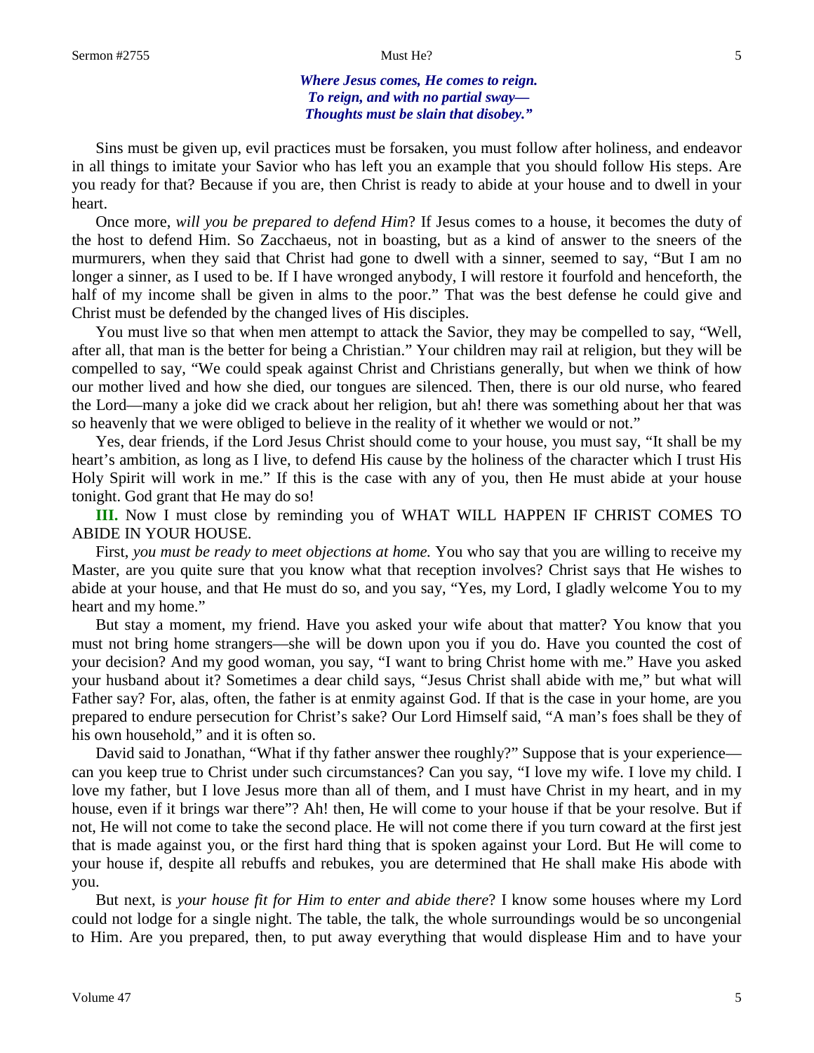*Where Jesus comes, He comes to reign.*
*To reign, and with no partial sway—*
*Thoughts must be slain that disobey."*

Sins must be given up, evil practices must be forsaken, you must follow after holiness, and endeavor in all things to imitate your Savior who has left you an example that you should follow His steps. Are you ready for that? Because if you are, then Christ is ready to abide at your house and to dwell in your heart.

Once more, *will you be prepared to defend Him*? If Jesus comes to a house, it becomes the duty of the host to defend Him. So Zacchaeus, not in boasting, but as a kind of answer to the sneers of the murmurers, when they said that Christ had gone to dwell with a sinner, seemed to say, "But I am no longer a sinner, as I used to be. If I have wronged anybody, I will restore it fourfold and henceforth, the half of my income shall be given in alms to the poor." That was the best defense he could give and Christ must be defended by the changed lives of His disciples.

You must live so that when men attempt to attack the Savior, they may be compelled to say, "Well, after all, that man is the better for being a Christian." Your children may rail at religion, but they will be compelled to say, "We could speak against Christ and Christians generally, but when we think of how our mother lived and how she died, our tongues are silenced. Then, there is our old nurse, who feared the Lord—many a joke did we crack about her religion, but ah! there was something about her that was so heavenly that we were obliged to believe in the reality of it whether we would or not."

Yes, dear friends, if the Lord Jesus Christ should come to your house, you must say, "It shall be my heart's ambition, as long as I live, to defend His cause by the holiness of the character which I trust His Holy Spirit will work in me." If this is the case with any of you, then He must abide at your house tonight. God grant that He may do so!

**III.** Now I must close by reminding you of WHAT WILL HAPPEN IF CHRIST COMES TO ABIDE IN YOUR HOUSE.

First, *you must be ready to meet objections at home.* You who say that you are willing to receive my Master, are you quite sure that you know what that reception involves? Christ says that He wishes to abide at your house, and that He must do so, and you say, "Yes, my Lord, I gladly welcome You to my heart and my home."

But stay a moment, my friend. Have you asked your wife about that matter? You know that you must not bring home strangers—she will be down upon you if you do. Have you counted the cost of your decision? And my good woman, you say, "I want to bring Christ home with me." Have you asked your husband about it? Sometimes a dear child says, "Jesus Christ shall abide with me," but what will Father say? For, alas, often, the father is at enmity against God. If that is the case in your home, are you prepared to endure persecution for Christ's sake? Our Lord Himself said, "A man's foes shall be they of his own household," and it is often so.

David said to Jonathan, "What if thy father answer thee roughly?" Suppose that is your experience—can you keep true to Christ under such circumstances? Can you say, "I love my wife. I love my child. I love my father, but I love Jesus more than all of them, and I must have Christ in my heart, and in my house, even if it brings war there"? Ah! then, He will come to your house if that be your resolve. But if not, He will not come to take the second place. He will not come there if you turn coward at the first jest that is made against you, or the first hard thing that is spoken against your Lord. But He will come to your house if, despite all rebuffs and rebukes, you are determined that He shall make His abode with you.

But next, i*s your house fit for Him to enter and abide there*? I know some houses where my Lord could not lodge for a single night. The table, the talk, the whole surroundings would be so uncongenial to Him. Are you prepared, then, to put away everything that would displease Him and to have your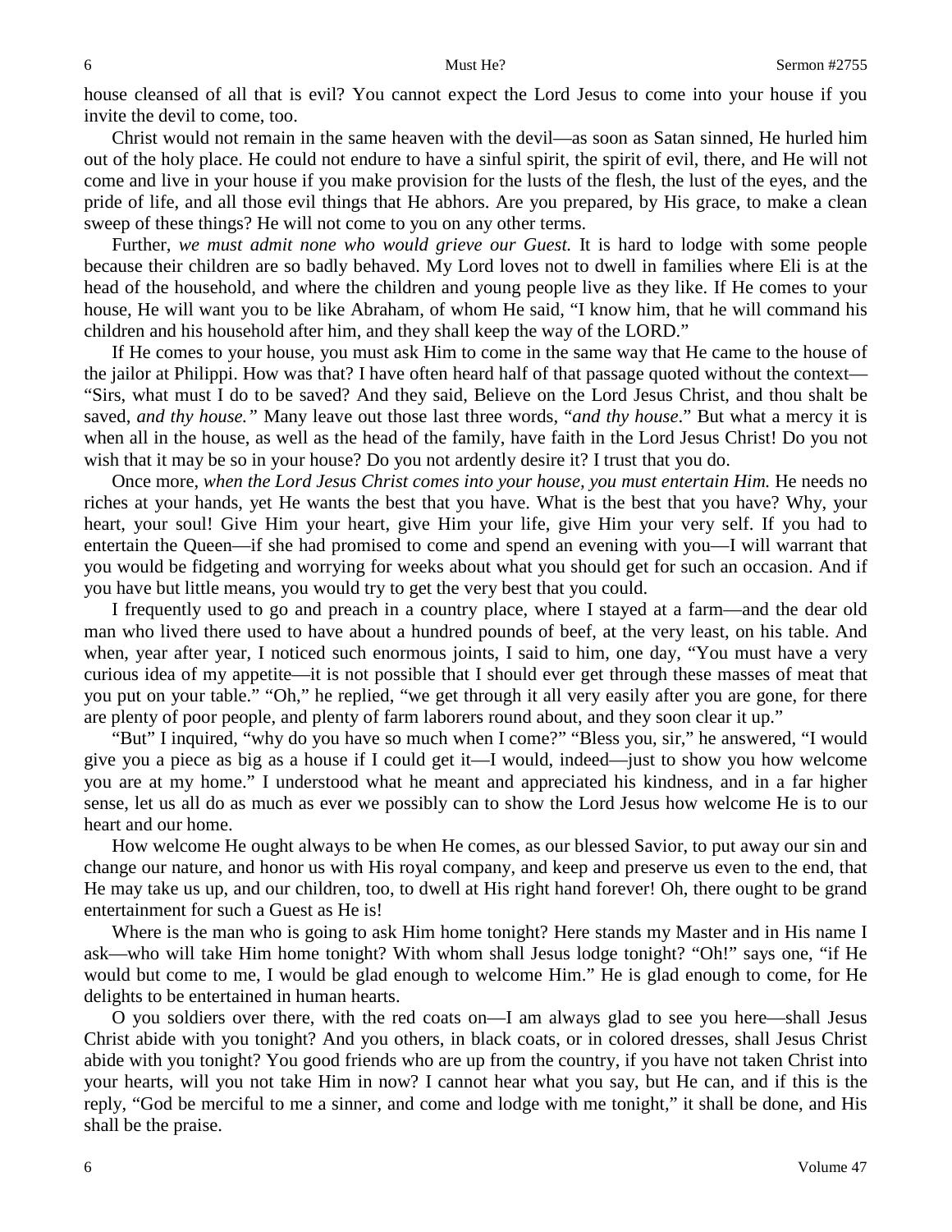house cleansed of all that is evil? You cannot expect the Lord Jesus to come into your house if you invite the devil to come, too.

Christ would not remain in the same heaven with the devil—as soon as Satan sinned, He hurled him out of the holy place. He could not endure to have a sinful spirit, the spirit of evil, there, and He will not come and live in your house if you make provision for the lusts of the flesh, the lust of the eyes, and the pride of life, and all those evil things that He abhors. Are you prepared, by His grace, to make a clean sweep of these things? He will not come to you on any other terms.

Further, *we must admit none who would grieve our Guest.* It is hard to lodge with some people because their children are so badly behaved. My Lord loves not to dwell in families where Eli is at the head of the household, and where the children and young people live as they like. If He comes to your house, He will want you to be like Abraham, of whom He said, "I know him, that he will command his children and his household after him, and they shall keep the way of the LORD."

If He comes to your house, you must ask Him to come in the same way that He came to the house of the jailor at Philippi. How was that? I have often heard half of that passage quoted without the context—"Sirs, what must I do to be saved? And they said, Believe on the Lord Jesus Christ, and thou shalt be saved, *and thy house."* Many leave out those last three words, "*and thy house*." But what a mercy it is when all in the house, as well as the head of the family, have faith in the Lord Jesus Christ! Do you not wish that it may be so in your house? Do you not ardently desire it? I trust that you do.

Once more, *when the Lord Jesus Christ comes into your house, you must entertain Him.* He needs no riches at your hands, yet He wants the best that you have. What is the best that you have? Why, your heart, your soul! Give Him your heart, give Him your life, give Him your very self. If you had to entertain the Queen—if she had promised to come and spend an evening with you—I will warrant that you would be fidgeting and worrying for weeks about what you should get for such an occasion. And if you have but little means, you would try to get the very best that you could.

I frequently used to go and preach in a country place, where I stayed at a farm—and the dear old man who lived there used to have about a hundred pounds of beef, at the very least, on his table. And when, year after year, I noticed such enormous joints, I said to him, one day, "You must have a very curious idea of my appetite—it is not possible that I should ever get through these masses of meat that you put on your table." "Oh," he replied, "we get through it all very easily after you are gone, for there are plenty of poor people, and plenty of farm laborers round about, and they soon clear it up."

"But" I inquired, "why do you have so much when I come?" "Bless you, sir," he answered, "I would give you a piece as big as a house if I could get it—I would, indeed—just to show you how welcome you are at my home." I understood what he meant and appreciated his kindness, and in a far higher sense, let us all do as much as ever we possibly can to show the Lord Jesus how welcome He is to our heart and our home.

How welcome He ought always to be when He comes, as our blessed Savior, to put away our sin and change our nature, and honor us with His royal company, and keep and preserve us even to the end, that He may take us up, and our children, too, to dwell at His right hand forever! Oh, there ought to be grand entertainment for such a Guest as He is!

Where is the man who is going to ask Him home tonight? Here stands my Master and in His name I ask—who will take Him home tonight? With whom shall Jesus lodge tonight? "Oh!" says one, "if He would but come to me, I would be glad enough to welcome Him." He is glad enough to come, for He delights to be entertained in human hearts.

O you soldiers over there, with the red coats on—I am always glad to see you here—shall Jesus Christ abide with you tonight? And you others, in black coats, or in colored dresses, shall Jesus Christ abide with you tonight? You good friends who are up from the country, if you have not taken Christ into your hearts, will you not take Him in now? I cannot hear what you say, but He can, and if this is the reply, "God be merciful to me a sinner, and come and lodge with me tonight," it shall be done, and His shall be the praise.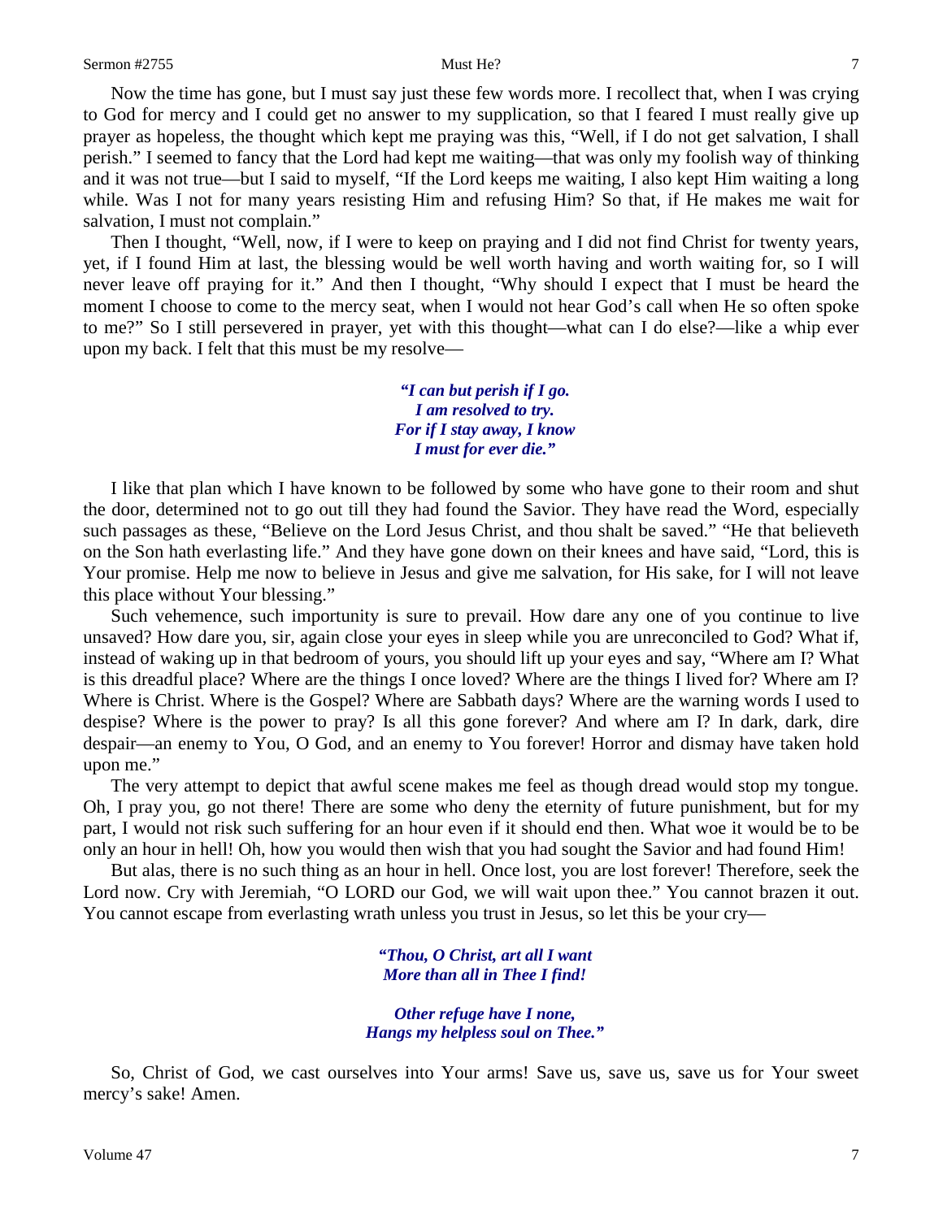Now the time has gone, but I must say just these few words more. I recollect that, when I was crying to God for mercy and I could get no answer to my supplication, so that I feared I must really give up prayer as hopeless, the thought which kept me praying was this, "Well, if I do not get salvation, I shall perish." I seemed to fancy that the Lord had kept me waiting—that was only my foolish way of thinking and it was not true—but I said to myself, "If the Lord keeps me waiting, I also kept Him waiting a long while. Was I not for many years resisting Him and refusing Him? So that, if He makes me wait for salvation, I must not complain."

Then I thought, "Well, now, if I were to keep on praying and I did not find Christ for twenty years, yet, if I found Him at last, the blessing would be well worth having and worth waiting for, so I will never leave off praying for it." And then I thought, "Why should I expect that I must be heard the moment I choose to come to the mercy seat, when I would not hear God's call when He so often spoke to me?" So I still persevered in prayer, yet with this thought—what can I do else?—like a whip ever upon my back. I felt that this must be my resolve—

> ***"I can but perish if I go.***
> ***I am resolved to try.***
> ***For if I stay away, I know***
> ***I must for ever die."***

I like that plan which I have known to be followed by some who have gone to their room and shut the door, determined not to go out till they had found the Savior. They have read the Word, especially such passages as these, "Believe on the Lord Jesus Christ, and thou shalt be saved." "He that believeth on the Son hath everlasting life." And they have gone down on their knees and have said, "Lord, this is Your promise. Help me now to believe in Jesus and give me salvation, for His sake, for I will not leave this place without Your blessing."

Such vehemence, such importunity is sure to prevail. How dare any one of you continue to live unsaved? How dare you, sir, again close your eyes in sleep while you are unreconciled to God? What if, instead of waking up in that bedroom of yours, you should lift up your eyes and say, "Where am I? What is this dreadful place? Where are the things I once loved? Where are the things I lived for? Where am I? Where is Christ. Where is the Gospel? Where are Sabbath days? Where are the warning words I used to despise? Where is the power to pray? Is all this gone forever? And where am I? In dark, dark, dire despair—an enemy to You, O God, and an enemy to You forever! Horror and dismay have taken hold upon me."

The very attempt to depict that awful scene makes me feel as though dread would stop my tongue. Oh, I pray you, go not there! There are some who deny the eternity of future punishment, but for my part, I would not risk such suffering for an hour even if it should end then. What woe it would be to be only an hour in hell! Oh, how you would then wish that you had sought the Savior and had found Him!

But alas, there is no such thing as an hour in hell. Once lost, you are lost forever! Therefore, seek the Lord now. Cry with Jeremiah, "O LORD our God, we will wait upon thee." You cannot brazen it out. You cannot escape from everlasting wrath unless you trust in Jesus, so let this be your cry—

> ***"Thou, O Christ, art all I want***
> ***More than all in Thee I find!***
>
> ***Other refuge have I none,***
> ***Hangs my helpless soul on Thee."***

So, Christ of God, we cast ourselves into Your arms! Save us, save us, save us for Your sweet mercy's sake! Amen.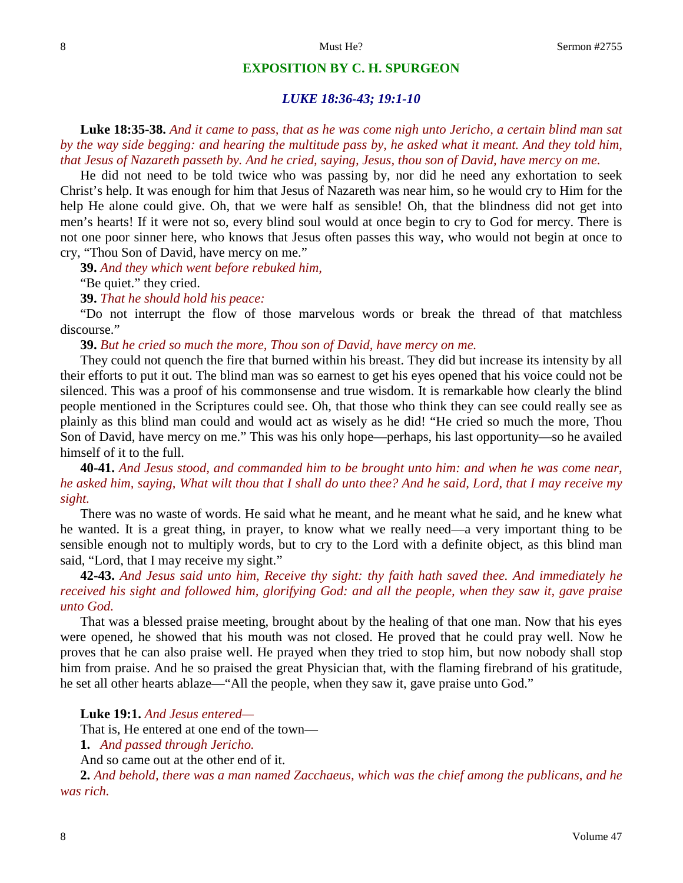## EXPOSITION BY C. H. SPURGEON

### *LUKE 18:36-43; 19:1-10*

**Luke 18:35-38.** *And it came to pass, that as he was come nigh unto Jericho, a certain blind man sat by the way side begging: and hearing the multitude pass by, he asked what it meant. And they told him, that Jesus of Nazareth passeth by. And he cried, saying, Jesus, thou son of David, have mercy on me.*

He did not need to be told twice who was passing by, nor did he need any exhortation to seek Christ's help. It was enough for him that Jesus of Nazareth was near him, so he would cry to Him for the help He alone could give. Oh, that we were half as sensible! Oh, that the blindness did not get into men's hearts! If it were not so, every blind soul would at once begin to cry to God for mercy. There is not one poor sinner here, who knows that Jesus often passes this way, who would not begin at once to cry, "Thou Son of David, have mercy on me."

**39.** *And they which went before rebuked him,*

"Be quiet." they cried.

**39.** *That he should hold his peace:*

"Do not interrupt the flow of those marvelous words or break the thread of that matchless discourse."

**39.** *But he cried so much the more, Thou son of David, have mercy on me.*

They could not quench the fire that burned within his breast. They did but increase its intensity by all their efforts to put it out. The blind man was so earnest to get his eyes opened that his voice could not be silenced. This was a proof of his commonsense and true wisdom. It is remarkable how clearly the blind people mentioned in the Scriptures could see. Oh, that those who think they can see could really see as plainly as this blind man could and would act as wisely as he did! "He cried so much the more, Thou Son of David, have mercy on me." This was his only hope—perhaps, his last opportunity—so he availed himself of it to the full.

**40-41.** *And Jesus stood, and commanded him to be brought unto him: and when he was come near, he asked him, saying, What wilt thou that I shall do unto thee? And he said, Lord, that I may receive my sight.*

There was no waste of words. He said what he meant, and he meant what he said, and he knew what he wanted. It is a great thing, in prayer, to know what we really need—a very important thing to be sensible enough not to multiply words, but to cry to the Lord with a definite object, as this blind man said, "Lord, that I may receive my sight."

**42-43.** *And Jesus said unto him, Receive thy sight: thy faith hath saved thee. And immediately he received his sight and followed him, glorifying God: and all the people, when they saw it, gave praise unto God.*

That was a blessed praise meeting, brought about by the healing of that one man. Now that his eyes were opened, he showed that his mouth was not closed. He proved that he could pray well. Now he proves that he can also praise well. He prayed when they tried to stop him, but now nobody shall stop him from praise. And he so praised the great Physician that, with the flaming firebrand of his gratitude, he set all other hearts ablaze—"All the people, when they saw it, gave praise unto God."

**Luke 19:1.** *And Jesus entered—*

That is, He entered at one end of the town—

**1.** *And passed through Jericho.*

And so came out at the other end of it.

**2.** *And behold, there was a man named Zacchaeus, which was the chief among the publicans, and he was rich.*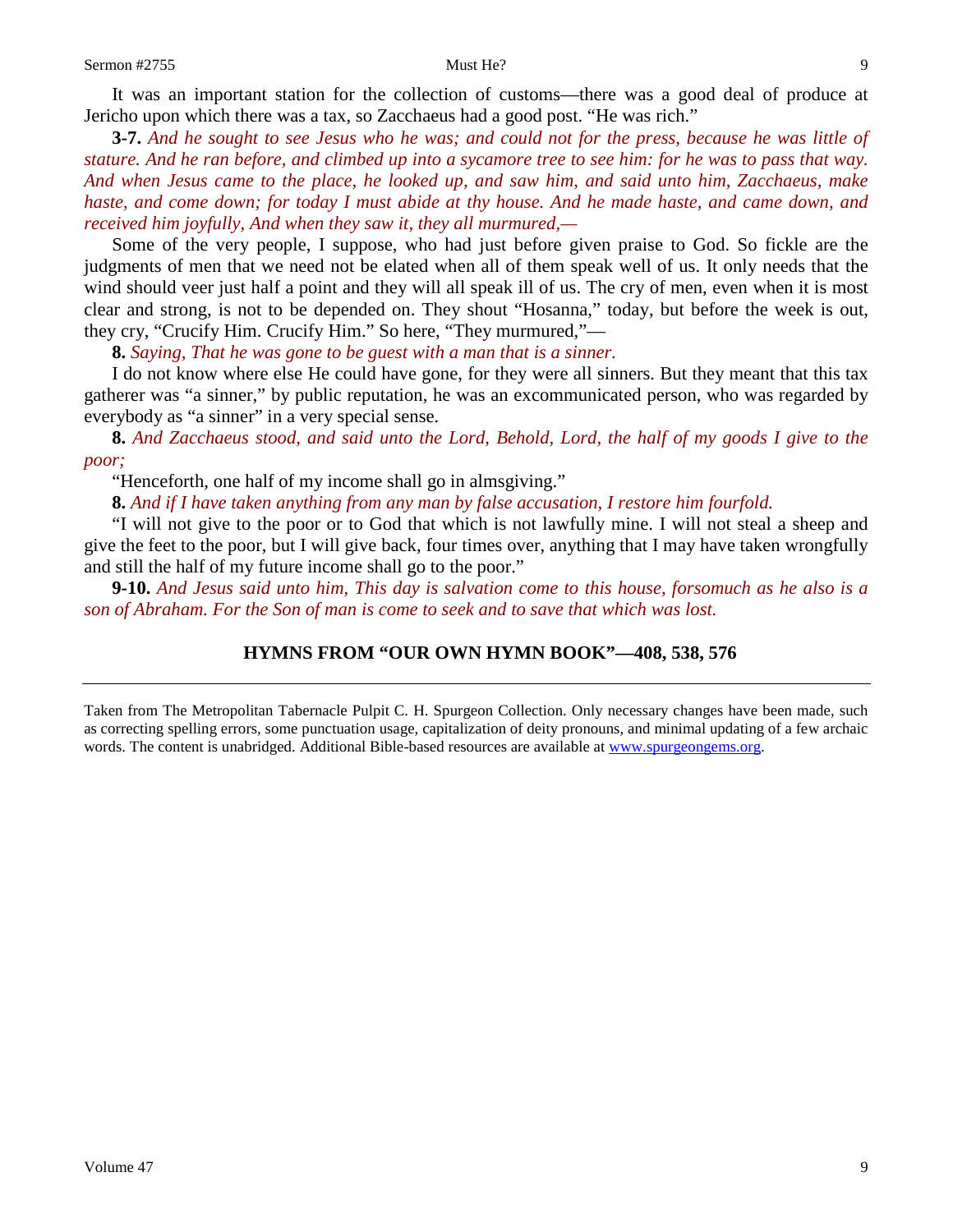It was an important station for the collection of customs—there was a good deal of produce at Jericho upon which there was a tax, so Zacchaeus had a good post. "He was rich."

**3-7.** *And he sought to see Jesus who he was; and could not for the press, because he was little of stature. And he ran before, and climbed up into a sycamore tree to see him: for he was to pass that way. And when Jesus came to the place, he looked up, and saw him, and said unto him, Zacchaeus, make haste, and come down; for today I must abide at thy house. And he made haste, and came down, and received him joyfully, And when they saw it, they all murmured,—*

Some of the very people, I suppose, who had just before given praise to God. So fickle are the judgments of men that we need not be elated when all of them speak well of us. It only needs that the wind should veer just half a point and they will all speak ill of us. The cry of men, even when it is most clear and strong, is not to be depended on. They shout "Hosanna," today, but before the week is out, they cry, "Crucify Him. Crucify Him." So here, "They murmured,"—

**8.** *Saying, That he was gone to be guest with a man that is a sinner.*

I do not know where else He could have gone, for they were all sinners. But they meant that this tax gatherer was "a sinner," by public reputation, he was an excommunicated person, who was regarded by everybody as "a sinner" in a very special sense.

**8.** *And Zacchaeus stood, and said unto the Lord, Behold, Lord, the half of my goods I give to the poor;*

"Henceforth, one half of my income shall go in almsgiving."

**8.** *And if I have taken anything from any man by false accusation, I restore him fourfold.*

"I will not give to the poor or to God that which is not lawfully mine. I will not steal a sheep and give the feet to the poor, but I will give back, four times over, anything that I may have taken wrongfully and still the half of my future income shall go to the poor."

**9-10.** *And Jesus said unto him, This day is salvation come to this house, forsomuch as he also is a son of Abraham. For the Son of man is come to seek and to save that which was lost.*

**HYMNS FROM "OUR OWN HYMN BOOK"—408, 538, 576**

---

Taken from The Metropolitan Tabernacle Pulpit C. H. Spurgeon Collection. Only necessary changes have been made, such as correcting spelling errors, some punctuation usage, capitalization of deity pronouns, and minimal updating of a few archaic words. The content is unabridged. Additional Bible-based resources are available at www.spurgeongems.org.